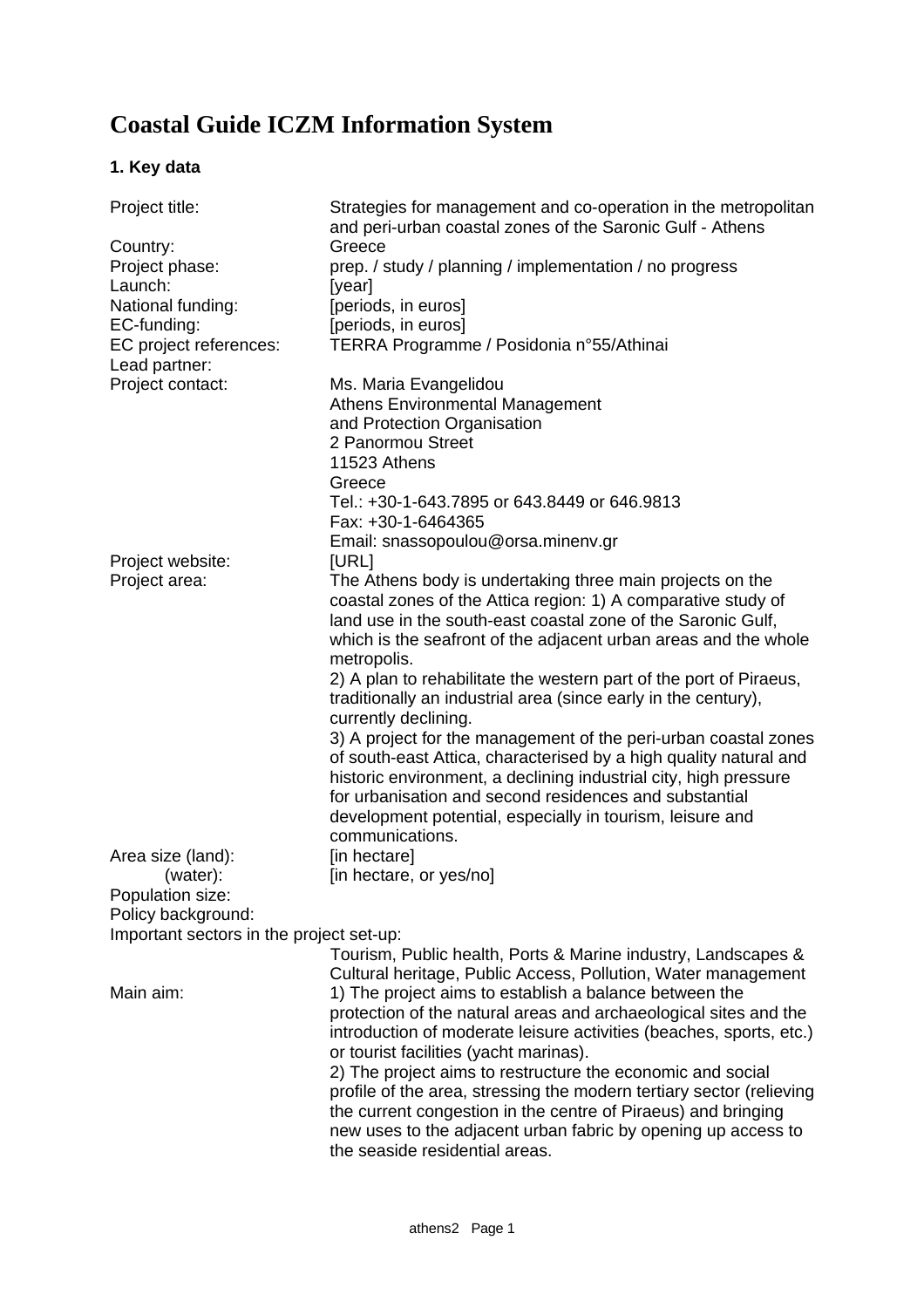# Coastal Guide ICZM Information System

## 1. Key data

| | |
|---|---|
| Project title: | Strategies for management and co-operation in the metropolitan and peri-urban coastal zones of the Saronic Gulf - Athens |
| Country: | Greece |
| Project phase: | prep. / study / planning / implementation / no progress |
| Launch: | [year] |
| National funding: | [periods, in euros] |
| EC-funding: | [periods, in euros] |
| EC project references: | TERRA Programme / Posidonia n°55/Athinai |
| Lead partner: | |
| Project contact: | Ms. Maria Evangelidou<br>Athens Environmental Management<br>and Protection Organisation<br>2 Panormou Street<br>11523 Athens<br>Greece<br>Tel.: +30-1-643.7895 or 643.8449 or 646.9813<br>Fax: +30-1-6464365<br>Email: snassopoulou@orsa.minenv.gr |
| Project website: | [URL] |
| Project area: | The Athens body is undertaking three main projects on the coastal zones of the Attica region: 1) A comparative study of land use in the south-east coastal zone of the Saronic Gulf, which is the seafront of the adjacent urban areas and the whole metropolis.<br>2) A plan to rehabilitate the western part of the port of Piraeus, traditionally an industrial area (since early in the century), currently declining.<br>3) A project for the management of the peri-urban coastal zones of south-east Attica, characterised by a high quality natural and historic environment, a declining industrial city, high pressure for urbanisation and second residences and substantial development potential, especially in tourism, leisure and communications. |
| Area size (land): | [in hectare] |
| (water): | [in hectare, or yes/no] |
| Population size: | |
| Policy background: | |

Important sectors in the project set-up:

Tourism, Public health, Ports & Marine industry, Landscapes & Cultural heritage, Public Access, Pollution, Water management

| | |
|---|---|
| Main aim: | 1) The project aims to establish a balance between the protection of the natural areas and archaeological sites and the introduction of moderate leisure activities (beaches, sports, etc.) or tourist facilities (yacht marinas).<br>2) The project aims to restructure the economic and social profile of the area, stressing the modern tertiary sector (relieving the current congestion in the centre of Piraeus) and bringing new uses to the adjacent urban fabric by opening up access to the seaside residential areas. |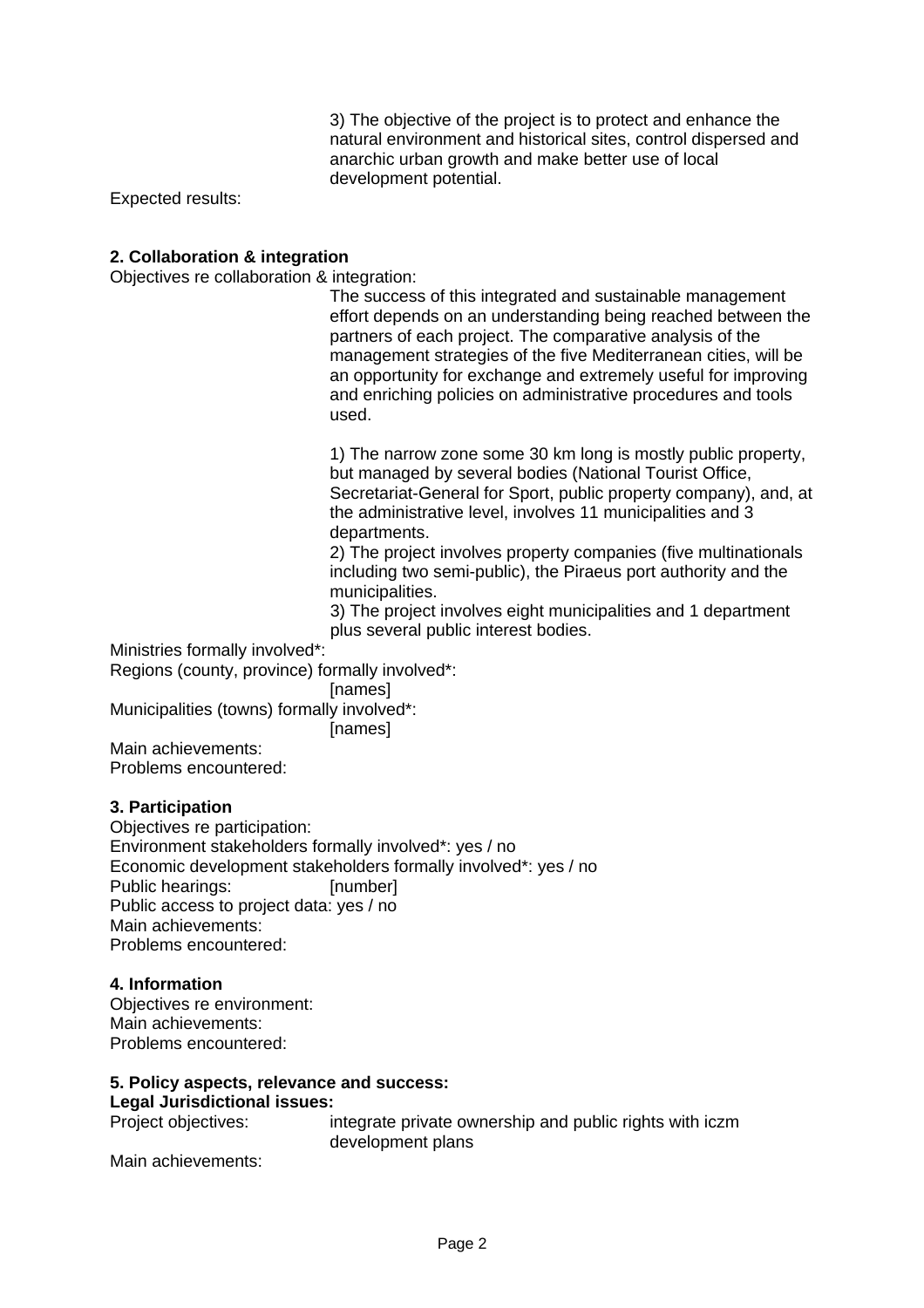3) The objective of the project is to protect and enhance the natural environment and historical sites, control dispersed and anarchic urban growth and make better use of local development potential.

Expected results:

**2. Collaboration & integration**

Objectives re collaboration & integration:

The success of this integrated and sustainable management effort depends on an understanding being reached between the partners of each project. The comparative analysis of the management strategies of the five Mediterranean cities, will be an opportunity for exchange and extremely useful for improving and enriching policies on administrative procedures and tools used.

1) The narrow zone some 30 km long is mostly public property, but managed by several bodies (National Tourist Office, Secretariat-General for Sport, public property company), and, at the administrative level, involves 11 municipalities and 3 departments.
2) The project involves property companies (five multinationals including two semi-public), the Piraeus port authority and the municipalities.
3) The project involves eight municipalities and 1 department plus several public interest bodies.

Ministries formally involved*:
Regions (county, province) formally involved*:
[names]
Municipalities (towns) formally involved*:
[names]
Main achievements:
Problems encountered:

**3. Participation**

Objectives re participation:
Environment stakeholders formally involved*: yes / no
Economic development stakeholders formally involved*: yes / no
Public hearings: [number]
Public access to project data: yes / no
Main achievements:
Problems encountered:

**4. Information**

Objectives re environment:
Main achievements:
Problems encountered:

**5. Policy aspects, relevance and success:**

**Legal Jurisdictional issues:**

Project objectives: integrate private ownership and public rights with iczm development plans

Main achievements: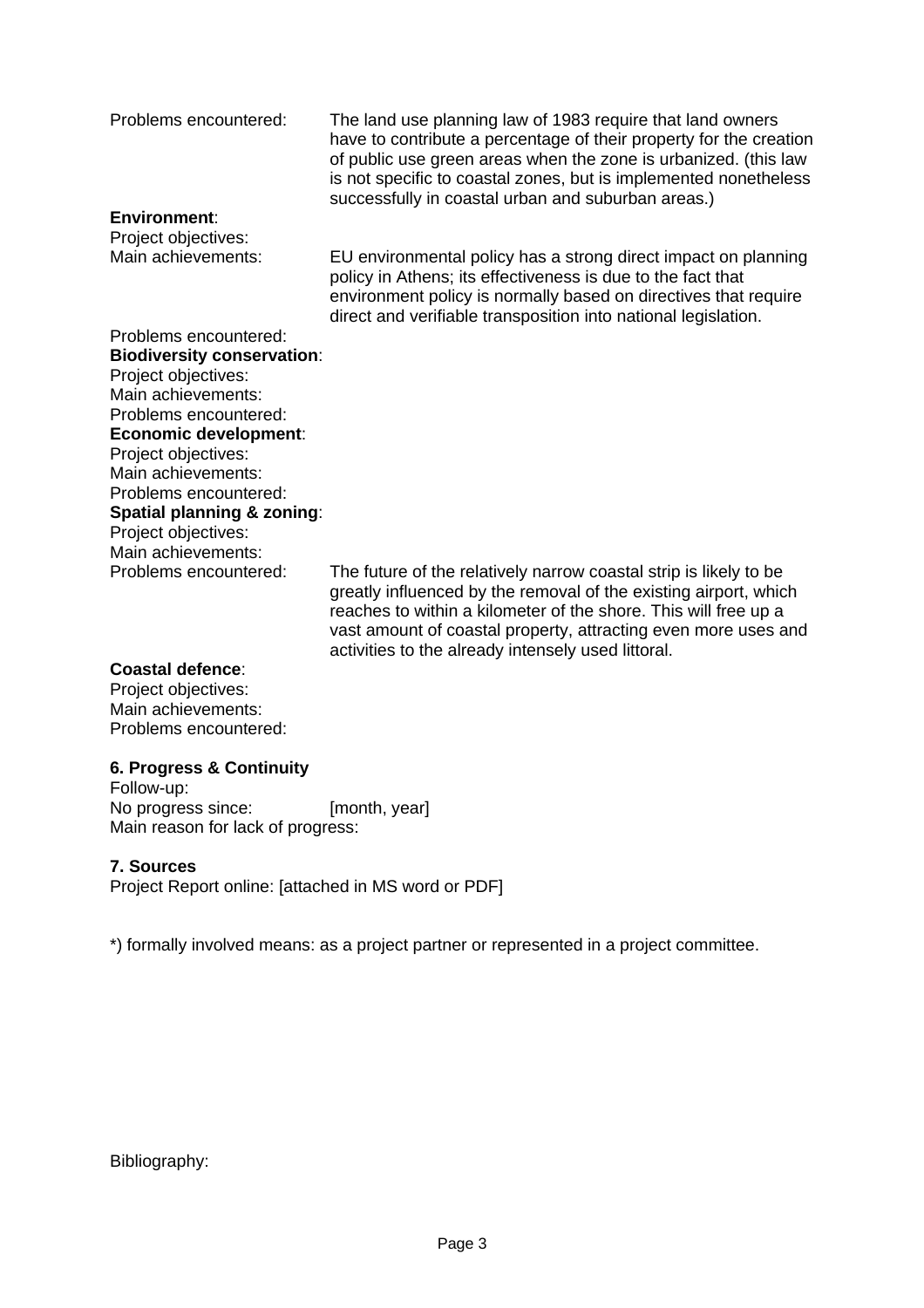Problems encountered: The land use planning law of 1983 require that land owners have to contribute a percentage of their property for the creation of public use green areas when the zone is urbanized. (this law is not specific to coastal zones, but is implemented nonetheless successfully in coastal urban and suburban areas.)

**Environment**:
Project objectives:
Main achievements: EU environmental policy has a strong direct impact on planning policy in Athens; its effectiveness is due to the fact that environment policy is normally based on directives that require direct and verifiable transposition into national legislation.
Problems encountered:

**Biodiversity conservation**:
Project objectives:
Main achievements:
Problems encountered:

**Economic development**:
Project objectives:
Main achievements:
Problems encountered:

**Spatial planning & zoning**:
Project objectives:
Main achievements:
Problems encountered: The future of the relatively narrow coastal strip is likely to be greatly influenced by the removal of the existing airport, which reaches to within a kilometer of the shore. This will free up a vast amount of coastal property, attracting even more uses and activities to the already intensely used littoral.

**Coastal defence**:
Project objectives:
Main achievements:
Problems encountered:

### 6. Progress & Continuity

Follow-up:
No progress since: [month, year]
Main reason for lack of progress:

### 7. Sources

Project Report online: [attached in MS word or PDF]

*) formally involved means: as a project partner or represented in a project committee.

Bibliography: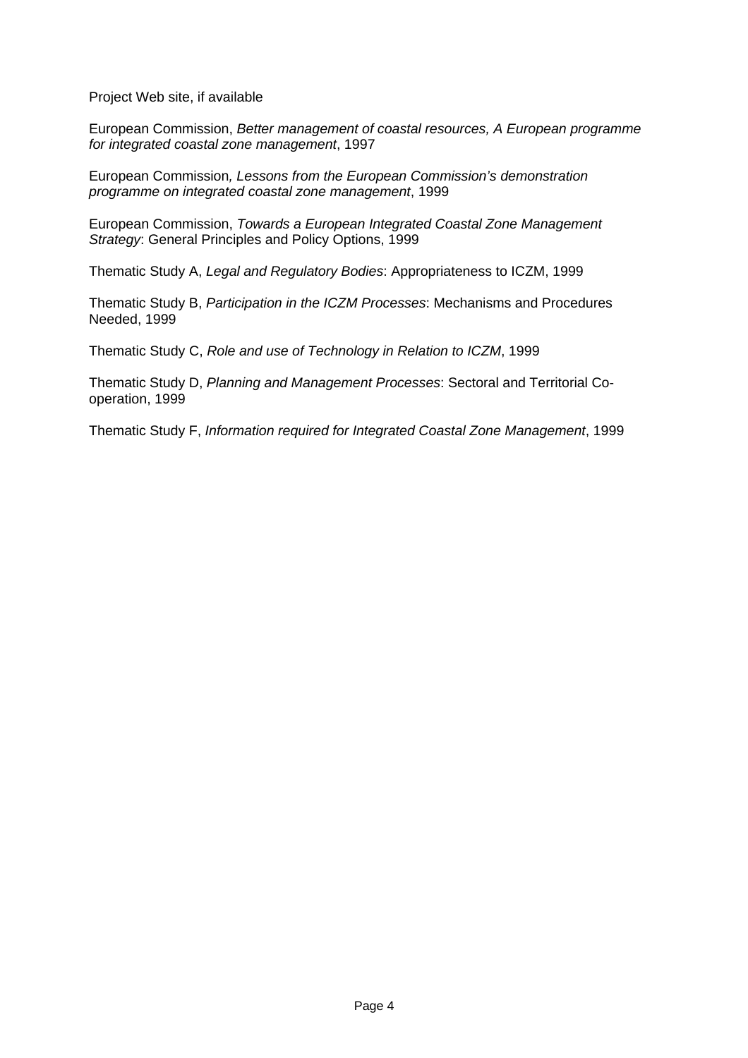Project Web site, if available

European Commission, *Better management of coastal resources, A European programme for integrated coastal zone management*, 1997

European Commission*, Lessons from the European Commission's demonstration programme on integrated coastal zone management*, 1999

European Commission, *Towards a European Integrated Coastal Zone Management Strategy*: General Principles and Policy Options, 1999

Thematic Study A, *Legal and Regulatory Bodies*: Appropriateness to ICZM, 1999

Thematic Study B, *Participation in the ICZM Processes*: Mechanisms and Procedures Needed, 1999

Thematic Study C, *Role and use of Technology in Relation to ICZM*, 1999

Thematic Study D, *Planning and Management Processes*: Sectoral and Territorial Co-operation, 1999

Thematic Study F, *Information required for Integrated Coastal Zone Management*, 1999